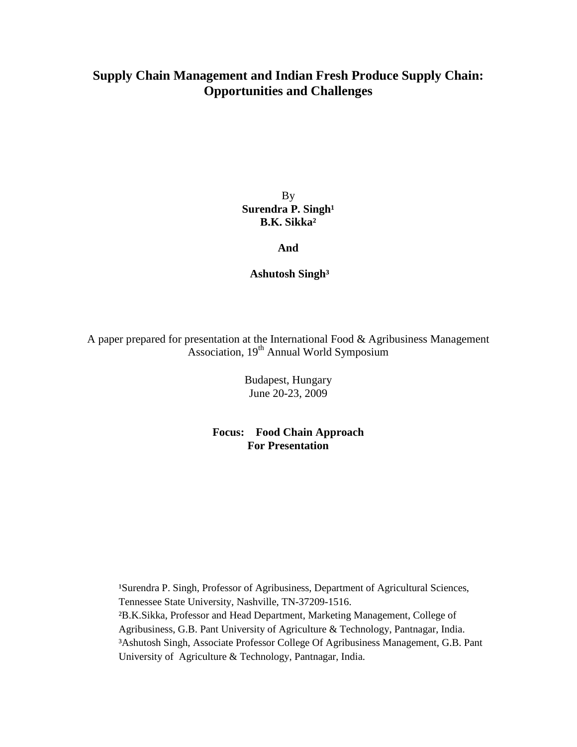# Supply Chain Management and Indian Fresh Produce Supply Chain: Opportunities and Challenges

By

**Surendra P. Singh[1]**
**B.K. Sikka[2]**

**And**

**Ashutosh Singh[3]**

A paper prepared for presentation at the International Food & Agribusiness Management Association, 19th Annual World Symposium

Budapest, Hungary
June 20-23, 2009

**Focus: Food Chain Approach**
**For Presentation**

[1]Surendra P. Singh, Professor of Agribusiness, Department of Agricultural Sciences, Tennessee State University, Nashville, TN-37209-1516.
[2]B.K.Sikka, Professor and Head Department, Marketing Management, College of Agribusiness, G.B. Pant University of Agriculture & Technology, Pantnagar, India.
[3]Ashutosh Singh, Associate Professor College Of Agribusiness Management, G.B. Pant University of Agriculture & Technology, Pantnagar, India.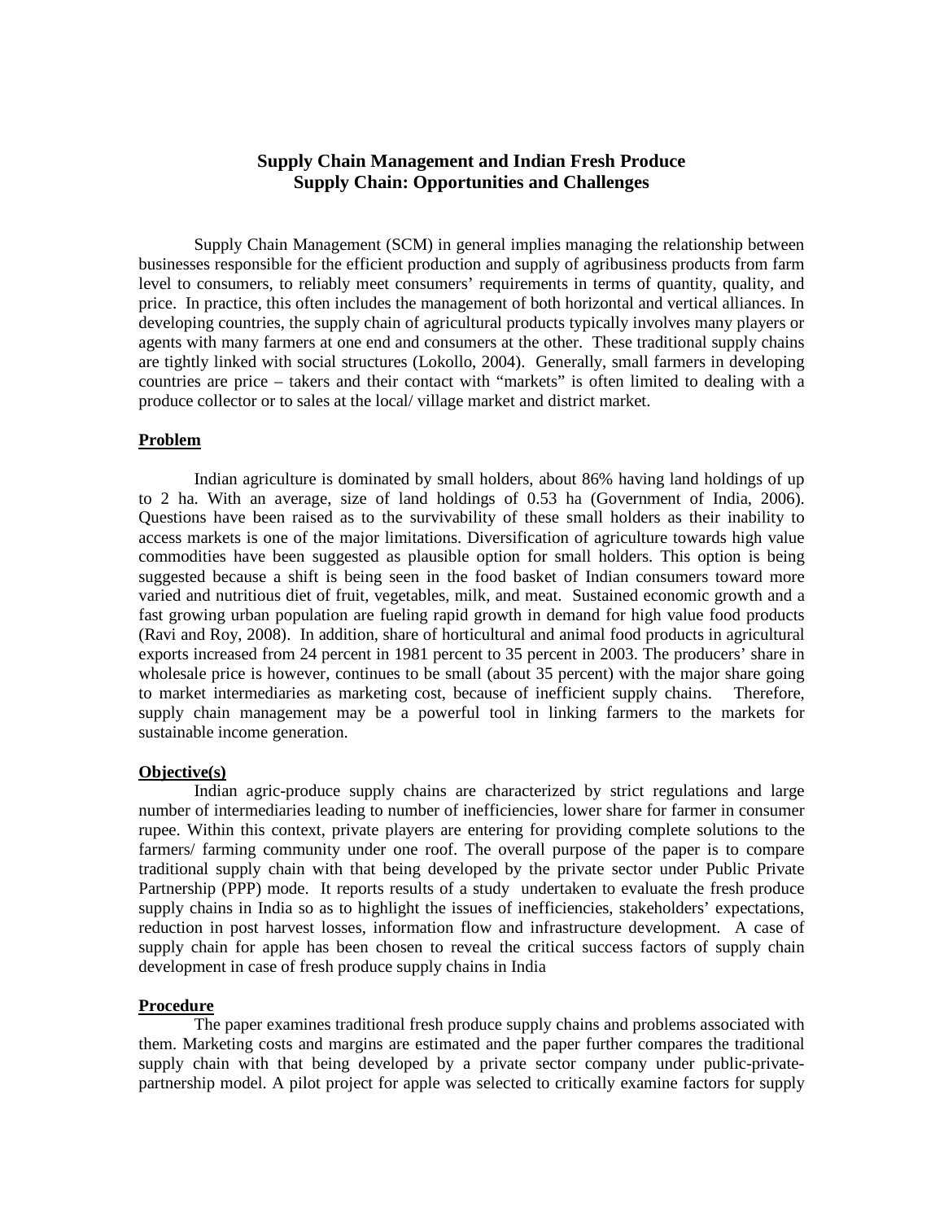# Supply Chain Management and Indian Fresh Produce Supply Chain: Opportunities and Challenges

Supply Chain Management (SCM) in general implies managing the relationship between businesses responsible for the efficient production and supply of agribusiness products from farm level to consumers, to reliably meet consumers' requirements in terms of quantity, quality, and price. In practice, this often includes the management of both horizontal and vertical alliances. In developing countries, the supply chain of agricultural products typically involves many players or agents with many farmers at one end and consumers at the other. These traditional supply chains are tightly linked with social structures (Lokollo, 2004). Generally, small farmers in developing countries are price – takers and their contact with "markets" is often limited to dealing with a produce collector or to sales at the local/ village market and district market.

## Problem

Indian agriculture is dominated by small holders, about 86% having land holdings of up to 2 ha. With an average, size of land holdings of 0.53 ha (Government of India, 2006). Questions have been raised as to the survivability of these small holders as their inability to access markets is one of the major limitations. Diversification of agriculture towards high value commodities have been suggested as plausible option for small holders. This option is being suggested because a shift is being seen in the food basket of Indian consumers toward more varied and nutritious diet of fruit, vegetables, milk, and meat. Sustained economic growth and a fast growing urban population are fueling rapid growth in demand for high value food products (Ravi and Roy, 2008). In addition, share of horticultural and animal food products in agricultural exports increased from 24 percent in 1981 percent to 35 percent in 2003. The producers' share in wholesale price is however, continues to be small (about 35 percent) with the major share going to market intermediaries as marketing cost, because of inefficient supply chains. Therefore, supply chain management may be a powerful tool in linking farmers to the markets for sustainable income generation.

## Objective(s)

Indian agric-produce supply chains are characterized by strict regulations and large number of intermediaries leading to number of inefficiencies, lower share for farmer in consumer rupee. Within this context, private players are entering for providing complete solutions to the farmers/ farming community under one roof. The overall purpose of the paper is to compare traditional supply chain with that being developed by the private sector under Public Private Partnership (PPP) mode. It reports results of a study undertaken to evaluate the fresh produce supply chains in India so as to highlight the issues of inefficiencies, stakeholders' expectations, reduction in post harvest losses, information flow and infrastructure development. A case of supply chain for apple has been chosen to reveal the critical success factors of supply chain development in case of fresh produce supply chains in India

## Procedure

The paper examines traditional fresh produce supply chains and problems associated with them. Marketing costs and margins are estimated and the paper further compares the traditional supply chain with that being developed by a private sector company under public-private-partnership model. A pilot project for apple was selected to critically examine factors for supply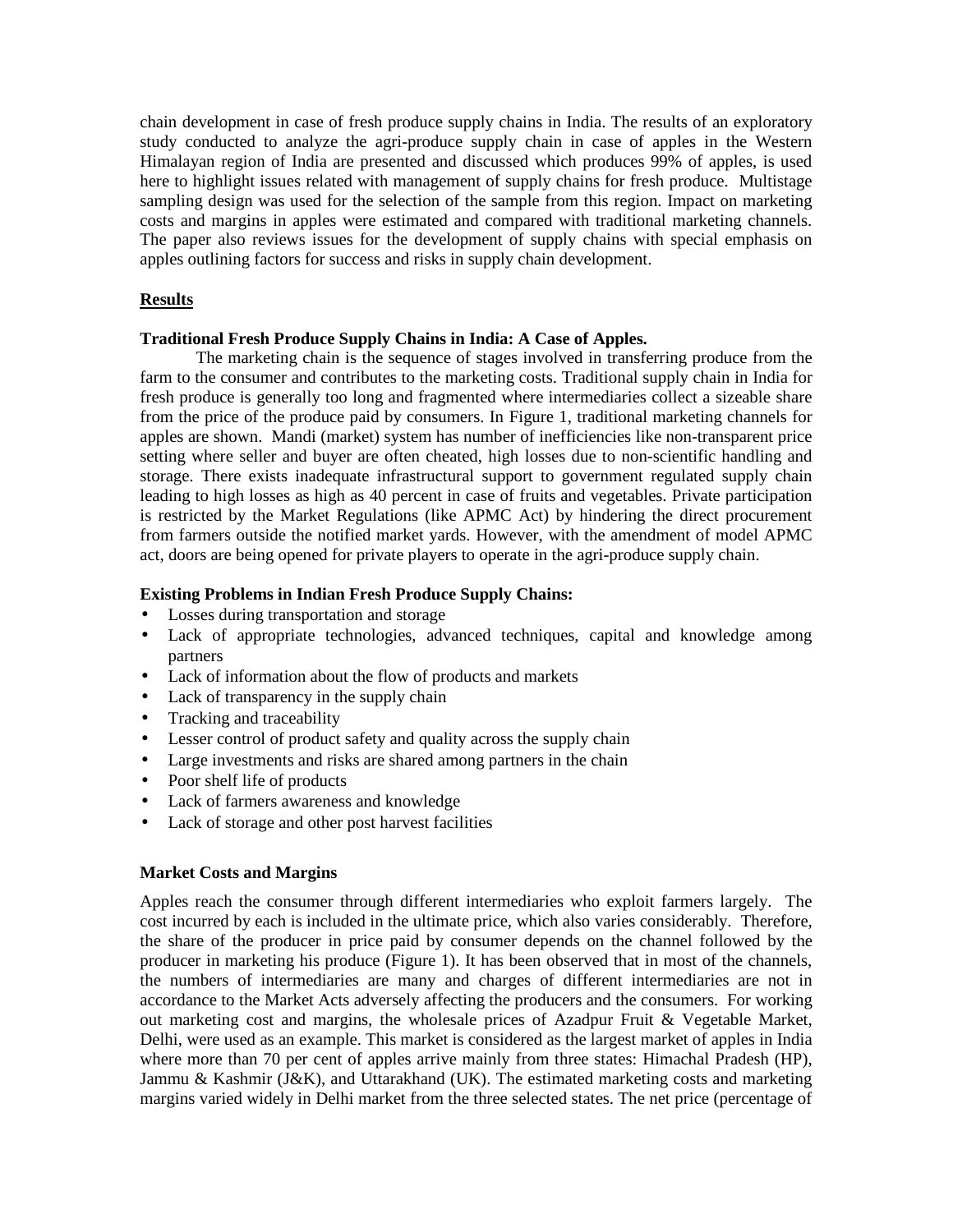chain development in case of fresh produce supply chains in India. The results of an exploratory study conducted to analyze the agri-produce supply chain in case of apples in the Western Himalayan region of India are presented and discussed which produces 99% of apples, is used here to highlight issues related with management of supply chains for fresh produce. Multistage sampling design was used for the selection of the sample from this region. Impact on marketing costs and margins in apples were estimated and compared with traditional marketing channels. The paper also reviews issues for the development of supply chains with special emphasis on apples outlining factors for success and risks in supply chain development.

## Results

### Traditional Fresh Produce Supply Chains in India: A Case of Apples.

The marketing chain is the sequence of stages involved in transferring produce from the farm to the consumer and contributes to the marketing costs. Traditional supply chain in India for fresh produce is generally too long and fragmented where intermediaries collect a sizeable share from the price of the produce paid by consumers. In Figure 1, traditional marketing channels for apples are shown. Mandi (market) system has number of inefficiencies like non-transparent price setting where seller and buyer are often cheated, high losses due to non-scientific handling and storage. There exists inadequate infrastructural support to government regulated supply chain leading to high losses as high as 40 percent in case of fruits and vegetables. Private participation is restricted by the Market Regulations (like APMC Act) by hindering the direct procurement from farmers outside the notified market yards. However, with the amendment of model APMC act, doors are being opened for private players to operate in the agri-produce supply chain.

### Existing Problems in Indian Fresh Produce Supply Chains:

- Losses during transportation and storage
- Lack of appropriate technologies, advanced techniques, capital and knowledge among partners
- Lack of information about the flow of products and markets
- Lack of transparency in the supply chain
- Tracking and traceability
- Lesser control of product safety and quality across the supply chain
- Large investments and risks are shared among partners in the chain
- Poor shelf life of products
- Lack of farmers awareness and knowledge
- Lack of storage and other post harvest facilities

### Market Costs and Margins

Apples reach the consumer through different intermediaries who exploit farmers largely. The cost incurred by each is included in the ultimate price, which also varies considerably. Therefore, the share of the producer in price paid by consumer depends on the channel followed by the producer in marketing his produce (Figure 1). It has been observed that in most of the channels, the numbers of intermediaries are many and charges of different intermediaries are not in accordance to the Market Acts adversely affecting the producers and the consumers. For working out marketing cost and margins, the wholesale prices of Azadpur Fruit & Vegetable Market, Delhi, were used as an example. This market is considered as the largest market of apples in India where more than 70 per cent of apples arrive mainly from three states: Himachal Pradesh (HP), Jammu & Kashmir (J&K), and Uttarakhand (UK). The estimated marketing costs and marketing margins varied widely in Delhi market from the three selected states. The net price (percentage of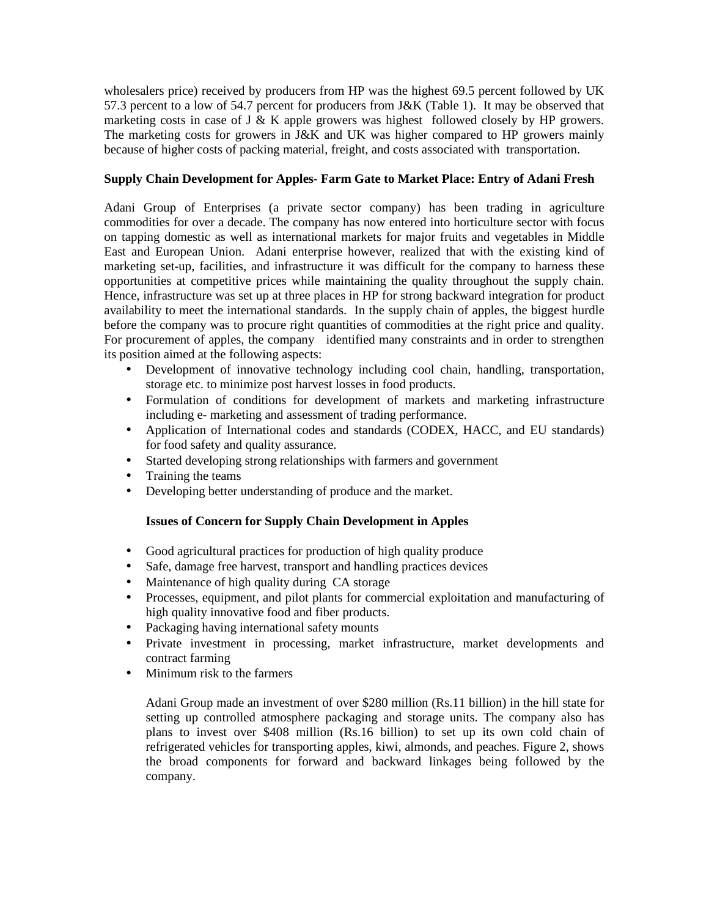wholesalers price) received by producers from HP was the highest 69.5 percent followed by UK 57.3 percent to a low of 54.7 percent for producers from J&K (Table 1). It may be observed that marketing costs in case of J & K apple growers was highest followed closely by HP growers. The marketing costs for growers in J&K and UK was higher compared to HP growers mainly because of higher costs of packing material, freight, and costs associated with transportation.

**Supply Chain Development for Apples- Farm Gate to Market Place: Entry of Adani Fresh**

Adani Group of Enterprises (a private sector company) has been trading in agriculture commodities for over a decade. The company has now entered into horticulture sector with focus on tapping domestic as well as international markets for major fruits and vegetables in Middle East and European Union. Adani enterprise however, realized that with the existing kind of marketing set-up, facilities, and infrastructure it was difficult for the company to harness these opportunities at competitive prices while maintaining the quality throughout the supply chain. Hence, infrastructure was set up at three places in HP for strong backward integration for product availability to meet the international standards. In the supply chain of apples, the biggest hurdle before the company was to procure right quantities of commodities at the right price and quality. For procurement of apples, the company identified many constraints and in order to strengthen its position aimed at the following aspects:

- Development of innovative technology including cool chain, handling, transportation, storage etc. to minimize post harvest losses in food products.
- Formulation of conditions for development of markets and marketing infrastructure including e- marketing and assessment of trading performance.
- Application of International codes and standards (CODEX, HACC, and EU standards) for food safety and quality assurance.
- Started developing strong relationships with farmers and government
- Training the teams
- Developing better understanding of produce and the market.

**Issues of Concern for Supply Chain Development in Apples**

- Good agricultural practices for production of high quality produce
- Safe, damage free harvest, transport and handling practices devices
- Maintenance of high quality during CA storage
- Processes, equipment, and pilot plants for commercial exploitation and manufacturing of high quality innovative food and fiber products.
- Packaging having international safety mounts
- Private investment in processing, market infrastructure, market developments and contract farming
- Minimum risk to the farmers

Adani Group made an investment of over $280 million (Rs.11 billion) in the hill state for setting up controlled atmosphere packaging and storage units. The company also has plans to invest over $408 million (Rs.16 billion) to set up its own cold chain of refrigerated vehicles for transporting apples, kiwi, almonds, and peaches. Figure 2, shows the broad components for forward and backward linkages being followed by the company.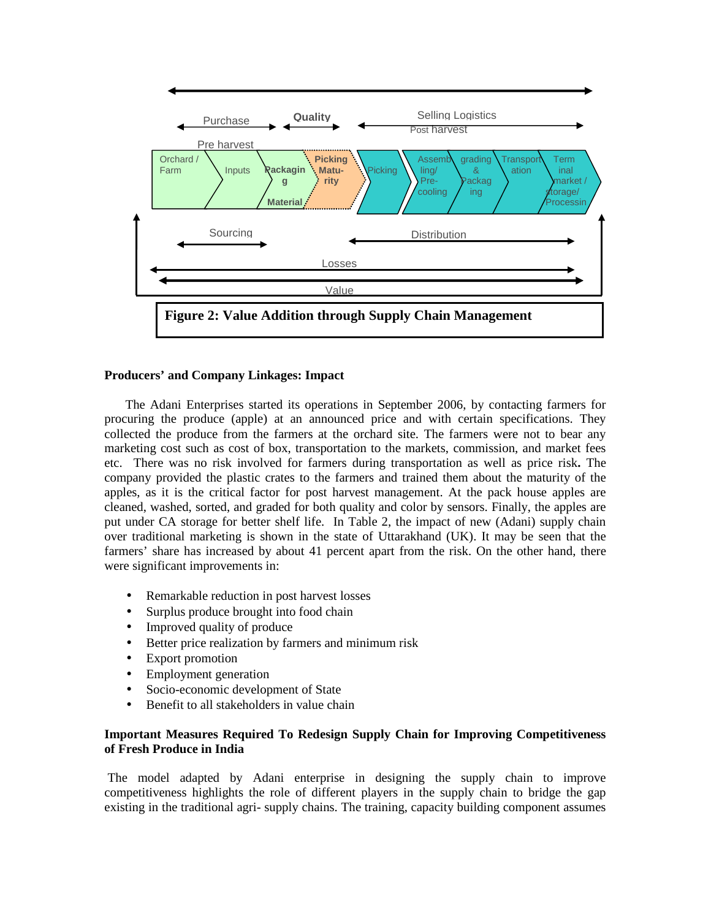Purchase | Quality | Selling Logistics

Pre harvest | Post harvest

Orchard / Farm → Inputs → Packaging Material → Picking Maturity → Picking → Assembling/ Pre-cooling → grading & Packaging → Transportation → Terminal market / storage/ Processing

Sourcing | Distribution

Losses

Value

**Figure 2: Value Addition through Supply Chain Management**

**Producers' and Company Linkages: Impact**

The Adani Enterprises started its operations in September 2006, by contacting farmers for procuring the produce (apple) at an announced price and with certain specifications. They collected the produce from the farmers at the orchard site. The farmers were not to bear any marketing cost such as cost of box, transportation to the markets, commission, and market fees etc. There was no risk involved for farmers during transportation as well as price risk**.** The company provided the plastic crates to the farmers and trained them about the maturity of the apples, as it is the critical factor for post harvest management. At the pack house apples are cleaned, washed, sorted, and graded for both quality and color by sensors. Finally, the apples are put under CA storage for better shelf life. In Table 2, the impact of new (Adani) supply chain over traditional marketing is shown in the state of Uttarakhand (UK). It may be seen that the farmers' share has increased by about 41 percent apart from the risk. On the other hand, there were significant improvements in:

- Remarkable reduction in post harvest losses
- Surplus produce brought into food chain
- Improved quality of produce
- Better price realization by farmers and minimum risk
- Export promotion
- Employment generation
- Socio-economic development of State
- Benefit to all stakeholders in value chain

**Important Measures Required To Redesign Supply Chain for Improving Competitiveness of Fresh Produce in India**

The model adapted by Adani enterprise in designing the supply chain to improve competitiveness highlights the role of different players in the supply chain to bridge the gap existing in the traditional agri- supply chains. The training, capacity building component assumes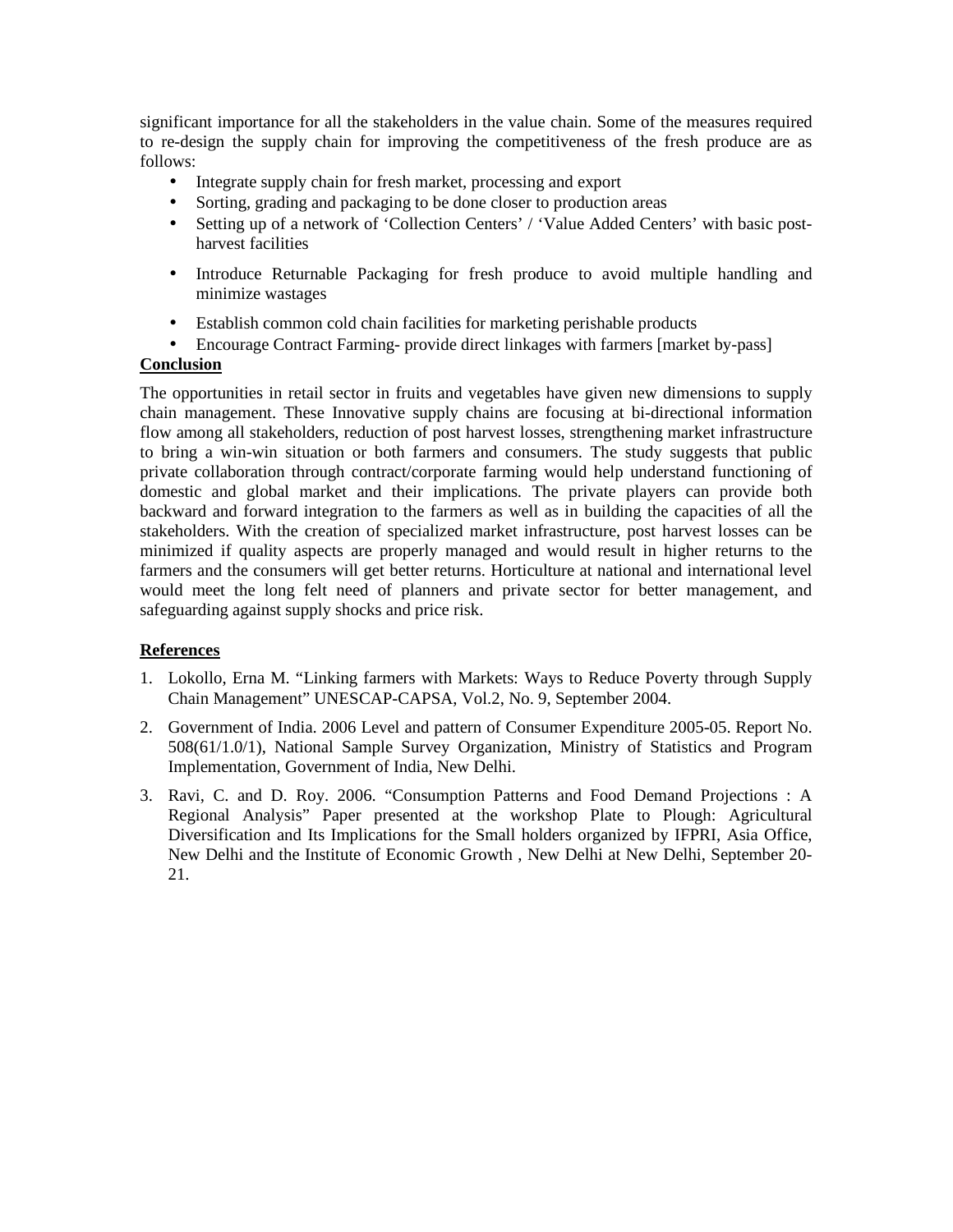significant importance for all the stakeholders in the value chain. Some of the measures required to re-design the supply chain for improving the competitiveness of the fresh produce are as follows:

- Integrate supply chain for fresh market, processing and export
- Sorting, grading and packaging to be done closer to production areas
- Setting up of a network of 'Collection Centers' / 'Value Added Centers' with basic post-harvest facilities
- Introduce Returnable Packaging for fresh produce to avoid multiple handling and minimize wastages
- Establish common cold chain facilities for marketing perishable products
- Encourage Contract Farming- provide direct linkages with farmers [market by-pass]

## Conclusion

The opportunities in retail sector in fruits and vegetables have given new dimensions to supply chain management. These Innovative supply chains are focusing at bi-directional information flow among all stakeholders, reduction of post harvest losses, strengthening market infrastructure to bring a win-win situation or both farmers and consumers. The study suggests that public private collaboration through contract/corporate farming would help understand functioning of domestic and global market and their implications. The private players can provide both backward and forward integration to the farmers as well as in building the capacities of all the stakeholders. With the creation of specialized market infrastructure, post harvest losses can be minimized if quality aspects are properly managed and would result in higher returns to the farmers and the consumers will get better returns. Horticulture at national and international level would meet the long felt need of planners and private sector for better management, and safeguarding against supply shocks and price risk.

## References

1. Lokollo, Erna M. "Linking farmers with Markets: Ways to Reduce Poverty through Supply Chain Management" UNESCAP-CAPSA, Vol.2, No. 9, September 2004.
2. Government of India. 2006 Level and pattern of Consumer Expenditure 2005-05. Report No. 508(61/1.0/1), National Sample Survey Organization, Ministry of Statistics and Program Implementation, Government of India, New Delhi.
3. Ravi, C. and D. Roy. 2006. "Consumption Patterns and Food Demand Projections : A Regional Analysis" Paper presented at the workshop Plate to Plough: Agricultural Diversification and Its Implications for the Small holders organized by IFPRI, Asia Office, New Delhi and the Institute of Economic Growth , New Delhi at New Delhi, September 20-21.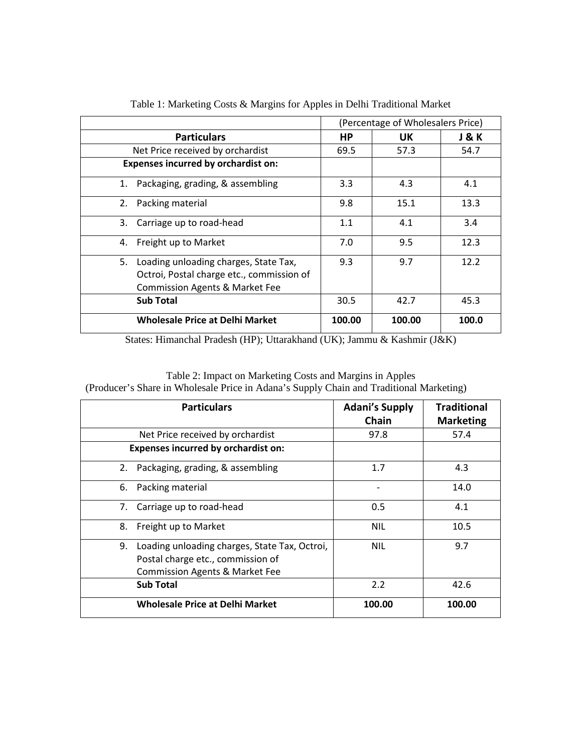Table 1: Marketing Costs & Margins for Apples in Delhi Traditional Market

| | (Percentage of Wholesalers Price) | | |
|---|---|---|---|
| **Particulars** | **HP** | **UK** | **J & K** |
| Net Price received by orchardist | 69.5 | 57.3 | 54.7 |
| **Expenses incurred by orchardist on:** | | | |
| 1. Packaging, grading, & assembling | 3.3 | 4.3 | 4.1 |
| 2. Packing material | 9.8 | 15.1 | 13.3 |
| 3. Carriage up to road-head | 1.1 | 4.1 | 3.4 |
| 4. Freight up to Market | 7.0 | 9.5 | 12.3 |
| 5. Loading unloading charges, State Tax, Octroi, Postal charge etc., commission of Commission Agents & Market Fee | 9.3 | 9.7 | 12.2 |
| **Sub Total** | 30.5 | 42.7 | 45.3 |
| **Wholesale Price at Delhi Market** | **100.00** | **100.00** | **100.0** |

States: Himanchal Pradesh (HP); Uttarakhand (UK); Jammu & Kashmir (J&K)

Table 2: Impact on Marketing Costs and Margins in Apples
(Producer's Share in Wholesale Price in Adana's Supply Chain and Traditional Marketing)

| **Particulars** | **Adani's Supply Chain** | **Traditional Marketing** |
|---|---|---|
| Net Price received by orchardist | 97.8 | 57.4 |
| **Expenses incurred by orchardist on:** | | |
| 2. Packaging, grading, & assembling | 1.7 | 4.3 |
| 6. Packing material | - | 14.0 |
| 7. Carriage up to road-head | 0.5 | 4.1 |
| 8. Freight up to Market | NIL | 10.5 |
| 9. Loading unloading charges, State Tax, Octroi, Postal charge etc., commission of Commission Agents & Market Fee | NIL | 9.7 |
| **Sub Total** | 2.2 | 42.6 |
| **Wholesale Price at Delhi Market** | **100.00** | **100.00** |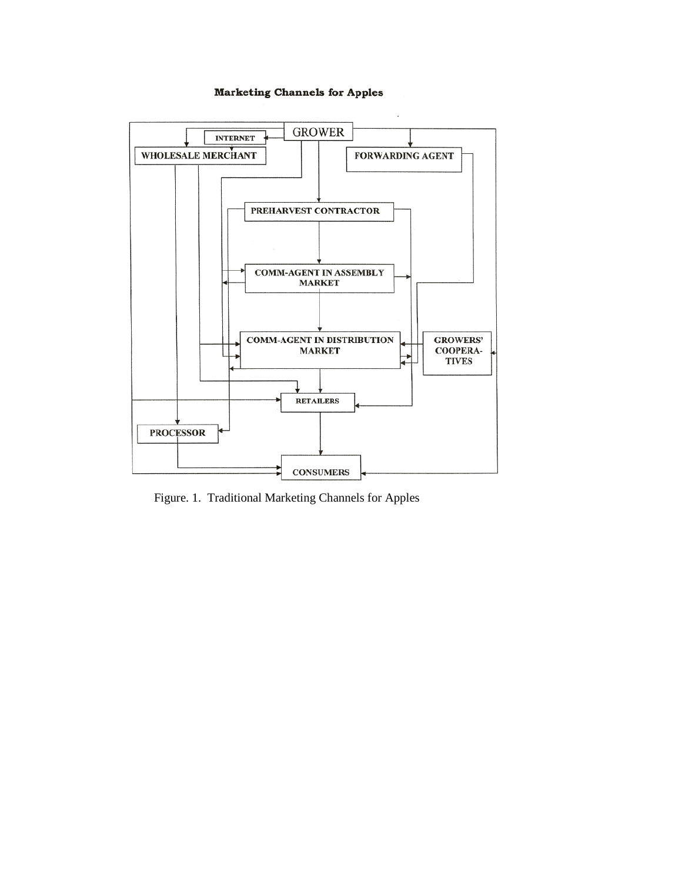**Marketing Channels for Apples**

GROWER

INTERNET

WHOLESALE MERCHANT

FORWARDING AGENT

PREHARVEST CONTRACTOR

COMM-AGENT IN ASSEMBLY MARKET

COMM-AGENT IN DISTRIBUTION MARKET

GROWERS' COOPERA-TIVES

RETAILERS

PROCESSOR

CONSUMERS

Figure. 1. Traditional Marketing Channels for Apples